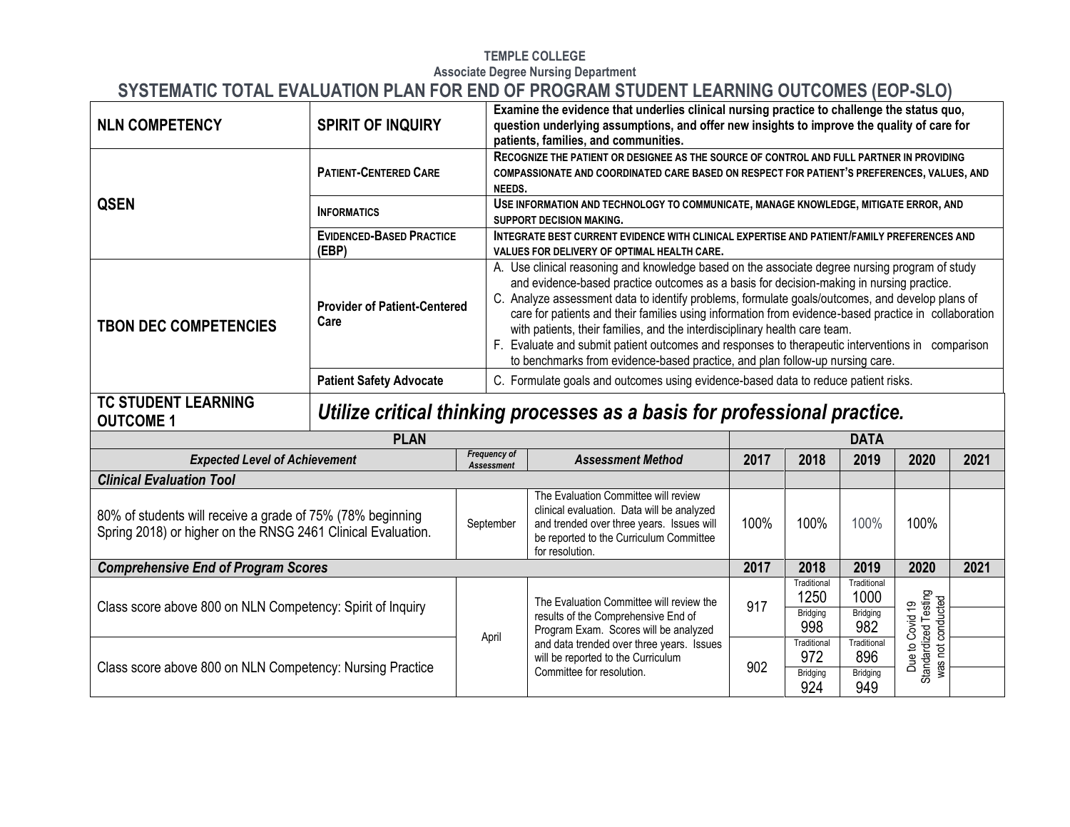**TEMPLE COLLEGE**

**Associate Degree Nursing Department**

# SYSTEMATIC TOTAL EVALUATION PLAN FOR END OF PROGRAM STUDENT LEARNING OUTCOMES (EOP-SLO)

| | | |
|---|---|---|
| **NLN COMPETENCY** | **SPIRIT OF INQUIRY** | **Examine the evidence that underlies clinical nursing practice to challenge the status quo, question underlying assumptions, and offer new insights to improve the quality of care for patients, families, and communities.** |
| **QSEN** | **PATIENT-CENTERED CARE** | **RECOGNIZE THE PATIENT OR DESIGNEE AS THE SOURCE OF CONTROL AND FULL PARTNER IN PROVIDING COMPASSIONATE AND COORDINATED CARE BASED ON RESPECT FOR PATIENT'S PREFERENCES, VALUES, AND NEEDS.** |
| | **INFORMATICS** | **USE INFORMATION AND TECHNOLOGY TO COMMUNICATE, MANAGE KNOWLEDGE, MITIGATE ERROR, AND SUPPORT DECISION MAKING.** |
| | **EVIDENCED-BASED PRACTICE (EBP)** | **INTEGRATE BEST CURRENT EVIDENCE WITH CLINICAL EXPERTISE AND PATIENT/FAMILY PREFERENCES AND VALUES FOR DELIVERY OF OPTIMAL HEALTH CARE.** |
| **TBON DEC COMPETENCIES** | **Provider of Patient-Centered Care** | A. Use clinical reasoning and knowledge based on the associate degree nursing program of study and evidence-based practice outcomes as a basis for decision-making in nursing practice. C. Analyze assessment data to identify problems, formulate goals/outcomes, and develop plans of care for patients and their families using information from evidence-based practice in collaboration with patients, their families, and the interdisciplinary health care team. F. Evaluate and submit patient outcomes and responses to therapeutic interventions in comparison to benchmarks from evidence-based practice, and plan follow-up nursing care. |
| | **Patient Safety Advocate** | C. Formulate goals and outcomes using evidence-based data to reduce patient risks. |
| **TC STUDENT LEARNING OUTCOME 1** | ***Utilize critical thinking processes as a basis for professional practice.*** | |

| PLAN | | | DATA | | | | |
|---|---|---|---|---|---|---|---|
| ***Expected Level of Achievement*** | ***Frequency of Assessment*** | ***Assessment Method*** | **2017** | **2018** | **2019** | **2020** | **2021** |
| ***Clinical Evaluation Tool*** | | | | | | | |
| 80% of students will receive a grade of 75% (78% beginning Spring 2018) or higher on the RNSG 2461 Clinical Evaluation. | September | The Evaluation Committee will review clinical evaluation. Data will be analyzed and trended over three years. Issues will be reported to the Curriculum Committee for resolution. | 100% | 100% | 100% | 100% | |
| ***Comprehensive End of Program Scores*** | | | **2017** | **2018** | **2019** | **2020** | **2021** |
| Class score above 800 on NLN Competency: Spirit of Inquiry | April | The Evaluation Committee will review the results of the Comprehensive End of Program Exam. Scores will be analyzed and data trended over three years. Issues will be reported to the Curriculum Committee for resolution. | 917 | Traditional 1250; Bridging 998 | Traditional 1000; Bridging 982 | Due to Covid 19 Standardized Testing was not conducted | |
| Class score above 800 on NLN Competency: Nursing Practice | | | 902 | Traditional 972; Bridging 924 | Traditional 896; Bridging 949 | | |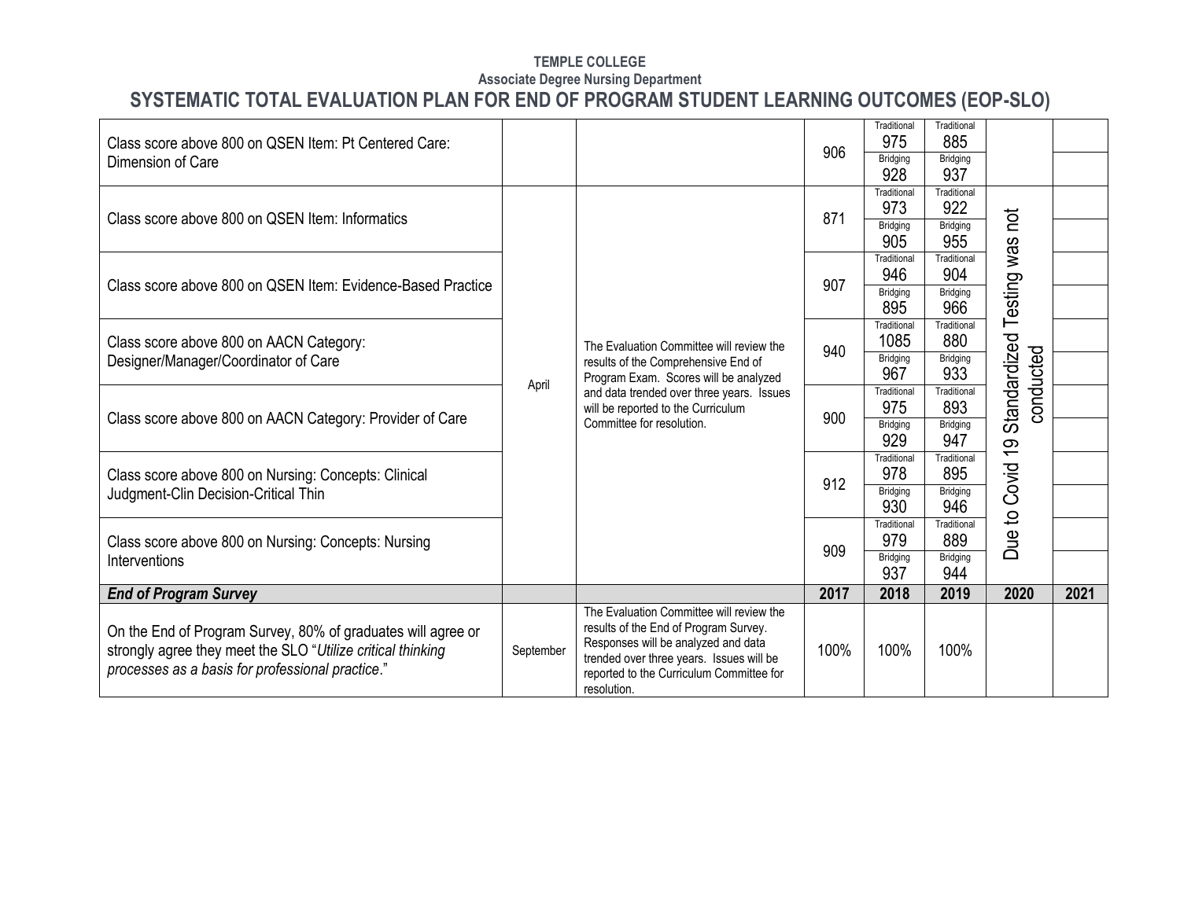**TEMPLE COLLEGE**

**Associate Degree Nursing Department**

## SYSTEMATIC TOTAL EVALUATION PLAN FOR END OF PROGRAM STUDENT LEARNING OUTCOMES (EOP-SLO)

| | | | | | | | |
|---|---|---|---|---|---|---|---|
| Class score above 800 on QSEN Item: Pt Centered Care: Dimension of Care | | | 906 | Traditional 975<br>Bridging 928 | Traditional 885<br>Bridging 937 | | |
| Class score above 800 on QSEN Item: Informatics | April | The Evaluation Committee will review the results of the Comprehensive End of Program Exam. Scores will be analyzed and data trended over three years. Issues will be reported to the Curriculum Committee for resolution. | 871 | Traditional 973<br>Bridging 905 | Traditional 922<br>Bridging 955 | Due to Covid 19 Standardized Testing was not conducted | |
| Class score above 800 on QSEN Item: Evidence-Based Practice | | | 907 | Traditional 946<br>Bridging 895 | Traditional 904<br>Bridging 966 | | |
| Class score above 800 on AACN Category: Designer/Manager/Coordinator of Care | | | 940 | Traditional 1085<br>Bridging 967 | Traditional 880<br>Bridging 933 | | |
| Class score above 800 on AACN Category: Provider of Care | | | 900 | Traditional 975<br>Bridging 929 | Traditional 893<br>Bridging 947 | | |
| Class score above 800 on Nursing: Concepts: Clinical Judgment-Clin Decision-Critical Thin | | | 912 | Traditional 978<br>Bridging 930 | Traditional 895<br>Bridging 946 | | |
| Class score above 800 on Nursing: Concepts: Nursing Interventions | | | 909 | Traditional 979<br>Bridging 937 | Traditional 889<br>Bridging 944 | | |
| ***End of Program Survey*** | | | **2017** | **2018** | **2019** | **2020** | **2021** |
| On the End of Program Survey, 80% of graduates will agree or strongly agree they meet the SLO "*Utilize critical thinking processes as a basis for professional practice*." | September | The Evaluation Committee will review the results of the End of Program Survey. Responses will be analyzed and data trended over three years. Issues will be reported to the Curriculum Committee for resolution. | 100% | 100% | 100% | | |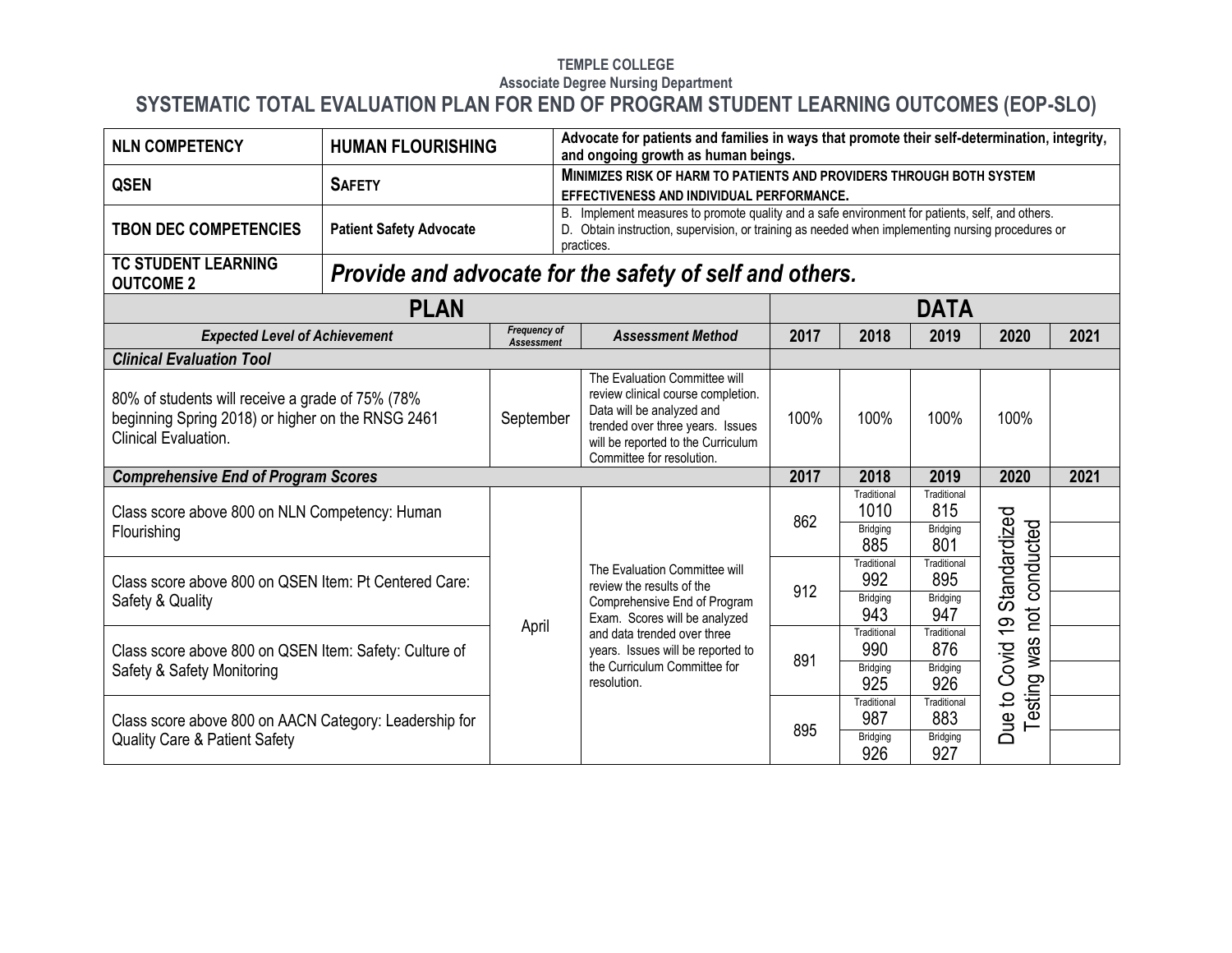**TEMPLE COLLEGE**

**Associate Degree Nursing Department**

## SYSTEMATIC TOTAL EVALUATION PLAN FOR END OF PROGRAM STUDENT LEARNING OUTCOMES (EOP-SLO)

| | | |
|---|---|---|
| **NLN COMPETENCY** | **HUMAN FLOURISHING** | **Advocate for patients and families in ways that promote their self-determination, integrity, and ongoing growth as human beings.** |
| **QSEN** | **SAFETY** | **MINIMIZES RISK OF HARM TO PATIENTS AND PROVIDERS THROUGH BOTH SYSTEM EFFECTIVENESS AND INDIVIDUAL PERFORMANCE.** |
| **TBON DEC COMPETENCIES** | **Patient Safety Advocate** | B. Implement measures to promote quality and a safe environment for patients, self, and others.<br>D. Obtain instruction, supervision, or training as needed when implementing nursing procedures or practices. |
| **TC STUDENT LEARNING OUTCOME 2** | ***Provide and advocate for the safety of self and others.*** | |

| **PLAN** | | | **DATA** | | | | |
|---|---|---|---|---|---|---|---|
| ***Expected Level of Achievement*** | ***Frequency of Assessment*** | ***Assessment Method*** | **2017** | **2018** | **2019** | **2020** | **2021** |
| ***Clinical Evaluation Tool*** | | | | | | | |
| 80% of students will receive a grade of 75% (78% beginning Spring 2018) or higher on the RNSG 2461 Clinical Evaluation. | September | The Evaluation Committee will review clinical course completion. Data will be analyzed and trended over three years. Issues will be reported to the Curriculum Committee for resolution. | 100% | 100% | 100% | 100% | |
| ***Comprehensive End of Program Scores*** | | | **2017** | **2018** | **2019** | **2020** | **2021** |
| Class score above 800 on NLN Competency: Human Flourishing | April | The Evaluation Committee will review the results of the Comprehensive End of Program Exam. Scores will be analyzed and data trended over three years. Issues will be reported to the Curriculum Committee for resolution. | 862 | Traditional 1010<br>Bridging 885 | Traditional 815<br>Bridging 801 | Due to Covid 19 Standardized Testing was not conducted | |
| Class score above 800 on QSEN Item: Pt Centered Care: Safety & Quality | | | 912 | Traditional 992<br>Bridging 943 | Traditional 895<br>Bridging 947 | | |
| Class score above 800 on QSEN Item: Safety: Culture of Safety & Safety Monitoring | | | 891 | Traditional 990<br>Bridging 925 | Traditional 876<br>Bridging 926 | | |
| Class score above 800 on AACN Category: Leadership for Quality Care & Patient Safety | | | 895 | Traditional 987<br>Bridging 926 | Traditional 883<br>Bridging 927 | | |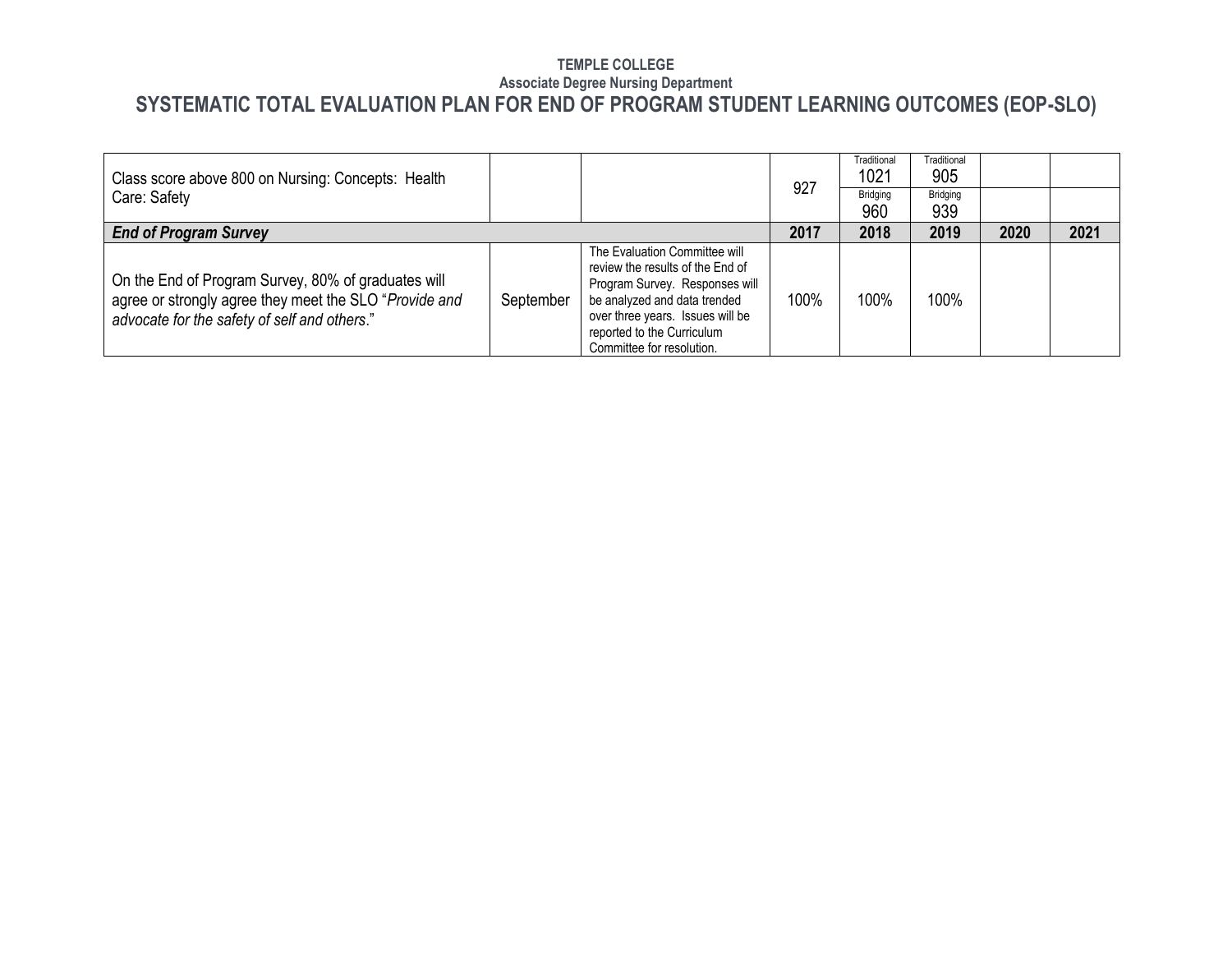**TEMPLE COLLEGE**
**Associate Degree Nursing Department**

# SYSTEMATIC TOTAL EVALUATION PLAN FOR END OF PROGRAM STUDENT LEARNING OUTCOMES (EOP-SLO)

| | | | | | | | |
|---|---|---|---|---|---|---|---|
| Class score above 800 on Nursing: Concepts: Health Care: Safety | | | 927 | Traditional 1021 | Traditional 905 | | |
| | | | | Bridging 960 | Bridging 939 | | |
| ***End of Program Survey*** | | | **2017** | **2018** | **2019** | **2020** | **2021** |
| On the End of Program Survey, 80% of graduates will agree or strongly agree they meet the SLO "*Provide and advocate for the safety of self and others*." | September | The Evaluation Committee will review the results of the End of Program Survey. Responses will be analyzed and data trended over three years. Issues will be reported to the Curriculum Committee for resolution. | 100% | 100% | 100% | | |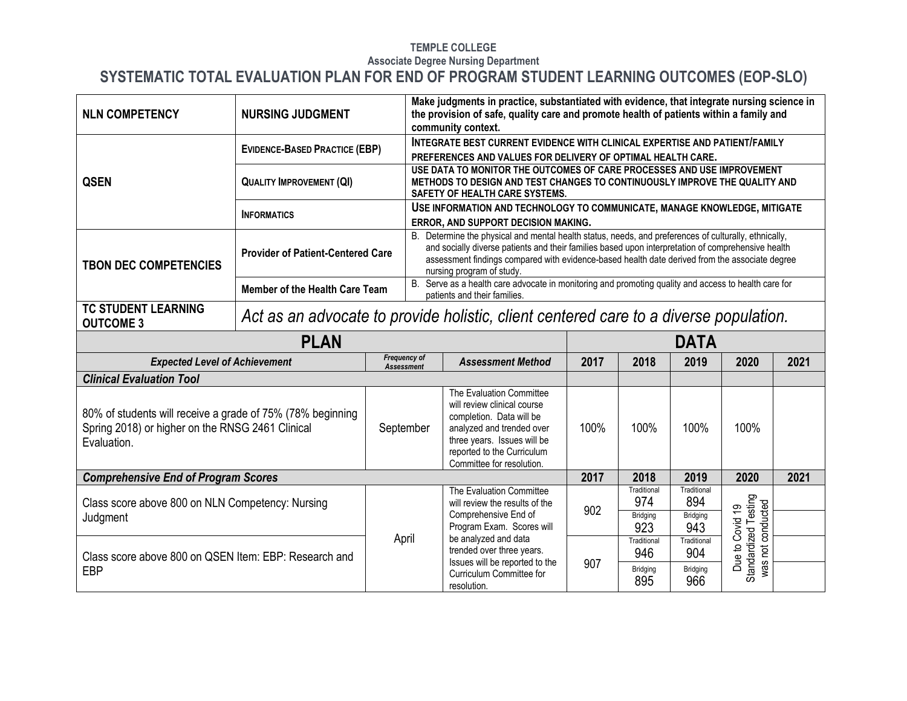**TEMPLE COLLEGE**

**Associate Degree Nursing Department**

# SYSTEMATIC TOTAL EVALUATION PLAN FOR END OF PROGRAM STUDENT LEARNING OUTCOMES (EOP-SLO)

| | | |
|---|---|---|
| **NLN COMPETENCY** | **NURSING JUDGMENT** | **Make judgments in practice, substantiated with evidence, that integrate nursing science in the provision of safe, quality care and promote health of patients within a family and community context.** |
| **QSEN** | **EVIDENCE-BASED PRACTICE (EBP)** | **INTEGRATE BEST CURRENT EVIDENCE WITH CLINICAL EXPERTISE AND PATIENT/FAMILY PREFERENCES AND VALUES FOR DELIVERY OF OPTIMAL HEALTH CARE.** |
| | **QUALITY IMPROVEMENT (QI)** | **USE DATA TO MONITOR THE OUTCOMES OF CARE PROCESSES AND USE IMPROVEMENT METHODS TO DESIGN AND TEST CHANGES TO CONTINUOUSLY IMPROVE THE QUALITY AND SAFETY OF HEALTH CARE SYSTEMS.** |
| | **INFORMATICS** | **USE INFORMATION AND TECHNOLOGY TO COMMUNICATE, MANAGE KNOWLEDGE, MITIGATE ERROR, AND SUPPORT DECISION MAKING.** |
| **TBON DEC COMPETENCIES** | **Provider of Patient-Centered Care** | B. Determine the physical and mental health status, needs, and preferences of culturally, ethnically, and socially diverse patients and their families based upon interpretation of comprehensive health assessment findings compared with evidence-based health date derived from the associate degree nursing program of study. |
| | **Member of the Health Care Team** | B. Serve as a health care advocate in monitoring and promoting quality and access to health care for patients and their families. |
| **TC STUDENT LEARNING OUTCOME 3** | *Act as an advocate to provide holistic, client centered care to a diverse population.* | |

| **PLAN** | | | **DATA** | | | | |
|---|---|---|---|---|---|---|---|
| ***Expected Level of Achievement*** | ***Frequency of Assessment*** | ***Assessment Method*** | **2017** | **2018** | **2019** | **2020** | **2021** |
| ***Clinical Evaluation Tool*** | | | | | | | |
| 80% of students will receive a grade of 75% (78% beginning Spring 2018) or higher on the RNSG 2461 Clinical Evaluation. | September | The Evaluation Committee will review clinical course completion. Data will be analyzed and trended over three years. Issues will be reported to the Curriculum Committee for resolution. | 100% | 100% | 100% | 100% | |
| ***Comprehensive End of Program Scores*** | | | **2017** | **2018** | **2019** | **2020** | **2021** |
| Class score above 800 on NLN Competency: Nursing Judgment | April | The Evaluation Committee will review the results of the Comprehensive End of Program Exam. Scores will be analyzed and data trended over three years. Issues will be reported to the Curriculum Committee for resolution. | 902 | Traditional 974<br>Bridging 923 | Traditional 894<br>Bridging 943 | Due to Covid 19 Standardized Testing was not conducted | |
| Class score above 800 on QSEN Item: EBP: Research and EBP | | | 907 | Traditional 946<br>Bridging 895 | Traditional 904<br>Bridging 966 | | |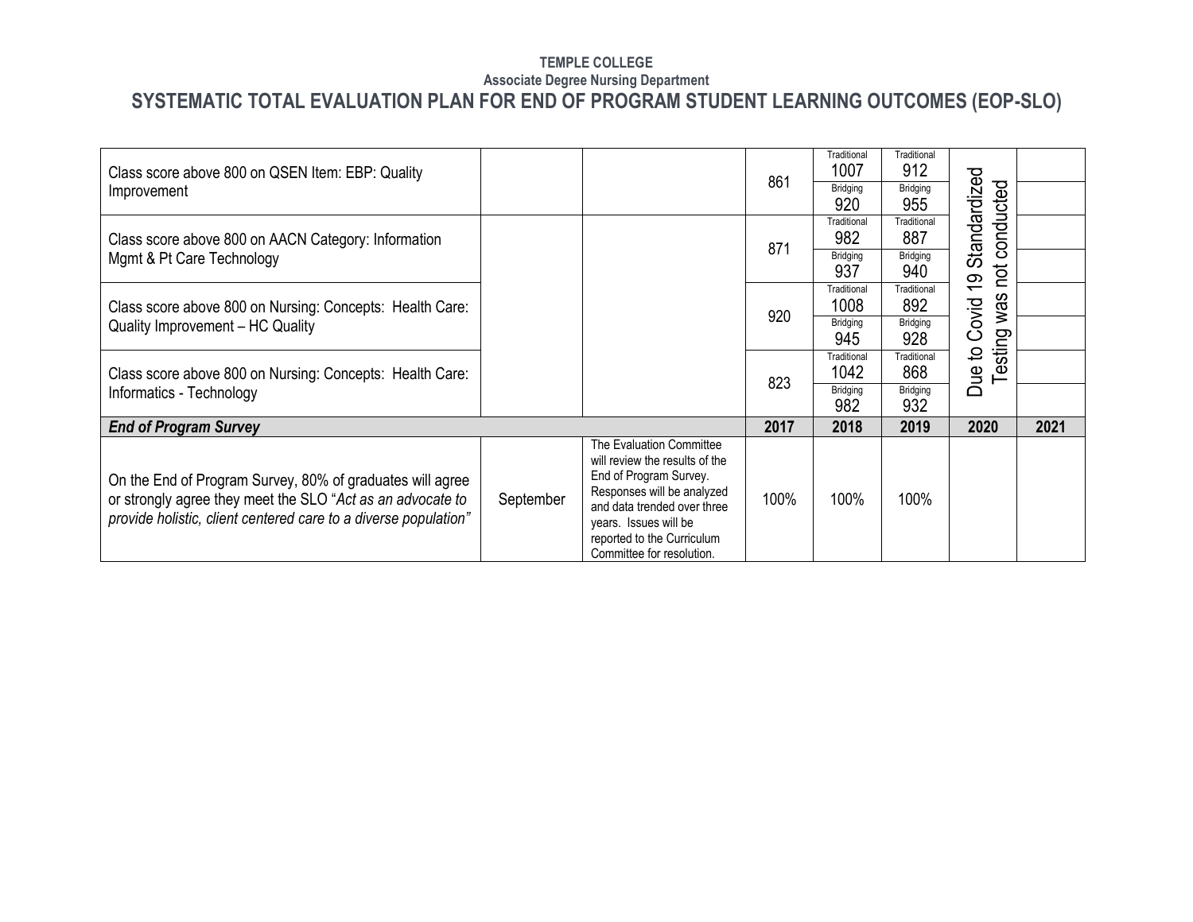**TEMPLE COLLEGE**
**Associate Degree Nursing Department**

# SYSTEMATIC TOTAL EVALUATION PLAN FOR END OF PROGRAM STUDENT LEARNING OUTCOMES (EOP-SLO)

| | | | | | | | |
|---|---|---|---|---|---|---|---|
| Class score above 800 on QSEN Item: EBP: Quality Improvement | | | 861 | Traditional 1007 | Traditional 912 | Due to Covid 19 Standardized Testing was not conducted | |
| | | | | Bridging 920 | Bridging 955 | | |
| Class score above 800 on AACN Category: Information Mgmt & Pt Care Technology | | | 871 | Traditional 982 | Traditional 887 | | |
| | | | | Bridging 937 | Bridging 940 | | |
| Class score above 800 on Nursing: Concepts: Health Care: Quality Improvement – HC Quality | | | 920 | Traditional 1008 | Traditional 892 | | |
| | | | | Bridging 945 | Bridging 928 | | |
| Class score above 800 on Nursing: Concepts: Health Care: Informatics - Technology | | | 823 | Traditional 1042 | Traditional 868 | | |
| | | | | Bridging 982 | Bridging 932 | | |
| ***End of Program Survey*** | | | **2017** | **2018** | **2019** | **2020** | **2021** |
| On the End of Program Survey, 80% of graduates will agree or strongly agree they meet the SLO "*Act as an advocate to provide holistic, client centered care to a diverse population"* | September | The Evaluation Committee will review the results of the End of Program Survey. Responses will be analyzed and data trended over three years. Issues will be reported to the Curriculum Committee for resolution. | 100% | 100% | 100% | | |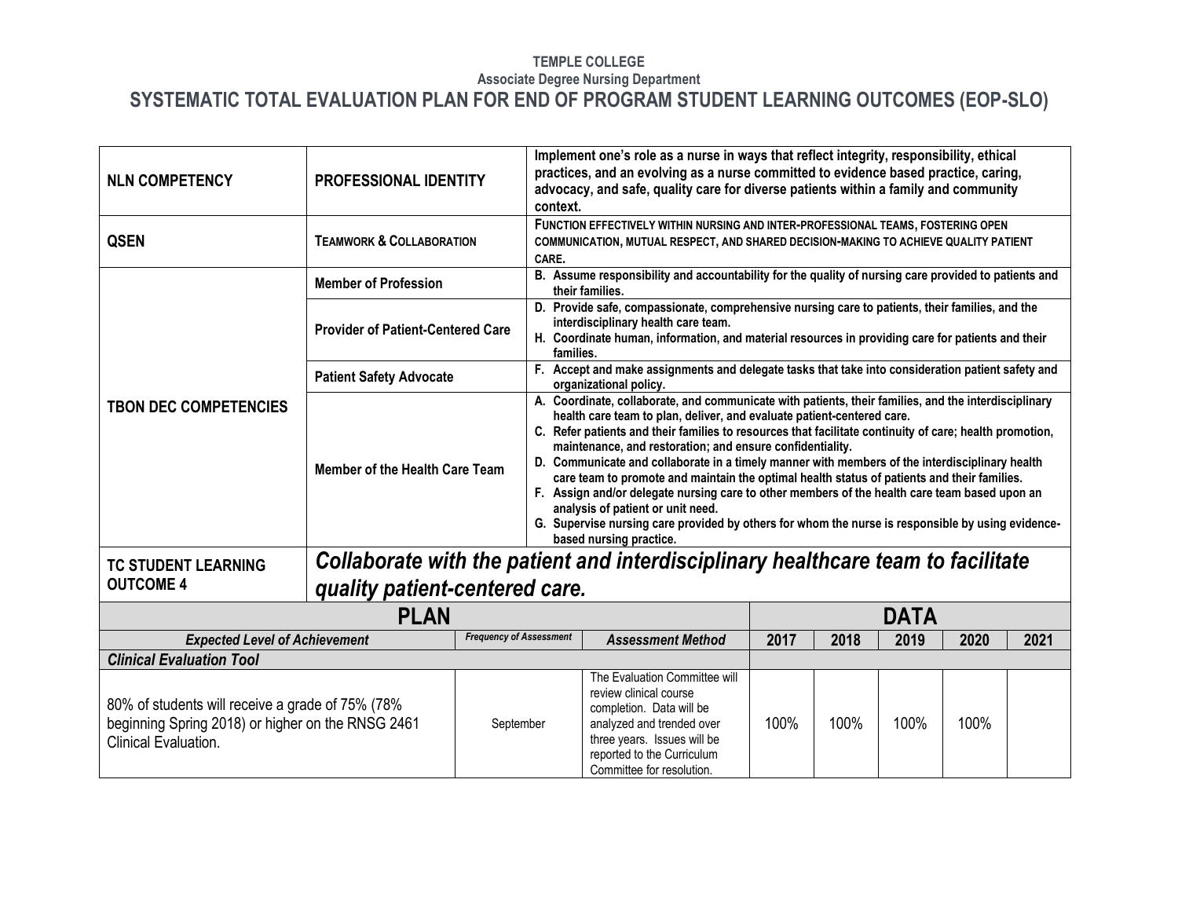**TEMPLE COLLEGE**
**Associate Degree Nursing Department**

# SYSTEMATIC TOTAL EVALUATION PLAN FOR END OF PROGRAM STUDENT LEARNING OUTCOMES (EOP-SLO)

| | | |
|---|---|---|
| **NLN COMPETENCY** | **PROFESSIONAL IDENTITY** | **Implement one's role as a nurse in ways that reflect integrity, responsibility, ethical practices, and an evolving as a nurse committed to evidence based practice, caring, advocacy, and safe, quality care for diverse patients within a family and community context.** |
| **QSEN** | **TEAMWORK & COLLABORATION** | **FUNCTION EFFECTIVELY WITHIN NURSING AND INTER-PROFESSIONAL TEAMS, FOSTERING OPEN COMMUNICATION, MUTUAL RESPECT, AND SHARED DECISION-MAKING TO ACHIEVE QUALITY PATIENT CARE.** |
| **TBON DEC COMPETENCIES** | **Member of Profession** | **B. Assume responsibility and accountability for the quality of nursing care provided to patients and their families.** |
| | **Provider of Patient-Centered Care** | **D. Provide safe, compassionate, comprehensive nursing care to patients, their families, and the interdisciplinary health care team.**<br>**H. Coordinate human, information, and material resources in providing care for patients and their families.** |
| | **Patient Safety Advocate** | **F. Accept and make assignments and delegate tasks that take into consideration patient safety and organizational policy.** |
| | **Member of the Health Care Team** | **A. Coordinate, collaborate, and communicate with patients, their families, and the interdisciplinary health care team to plan, deliver, and evaluate patient-centered care.**<br>**C. Refer patients and their families to resources that facilitate continuity of care; health promotion, maintenance, and restoration; and ensure confidentiality.**<br>**D. Communicate and collaborate in a timely manner with members of the interdisciplinary health care team to promote and maintain the optimal health status of patients and their families.**<br>**F. Assign and/or delegate nursing care to other members of the health care team based upon an analysis of patient or unit need.**<br>**G. Supervise nursing care provided by others for whom the nurse is responsible by using evidence-based nursing practice.** |
| **TC STUDENT LEARNING OUTCOME 4** | ***Collaborate with the patient and interdisciplinary healthcare team to facilitate quality patient-centered care.*** | |

| **PLAN** | | | **DATA** | | | | |
|---|---|---|---|---|---|---|---|
| ***Expected Level of Achievement*** | ***Frequency of Assessment*** | ***Assessment Method*** | **2017** | **2018** | **2019** | **2020** | **2021** |
| ***Clinical Evaluation Tool*** | | | | | | | |
| 80% of students will receive a grade of 75% (78% beginning Spring 2018) or higher on the RNSG 2461 Clinical Evaluation. | September | The Evaluation Committee will review clinical course completion. Data will be analyzed and trended over three years. Issues will be reported to the Curriculum Committee for resolution. | 100% | 100% | 100% | 100% | |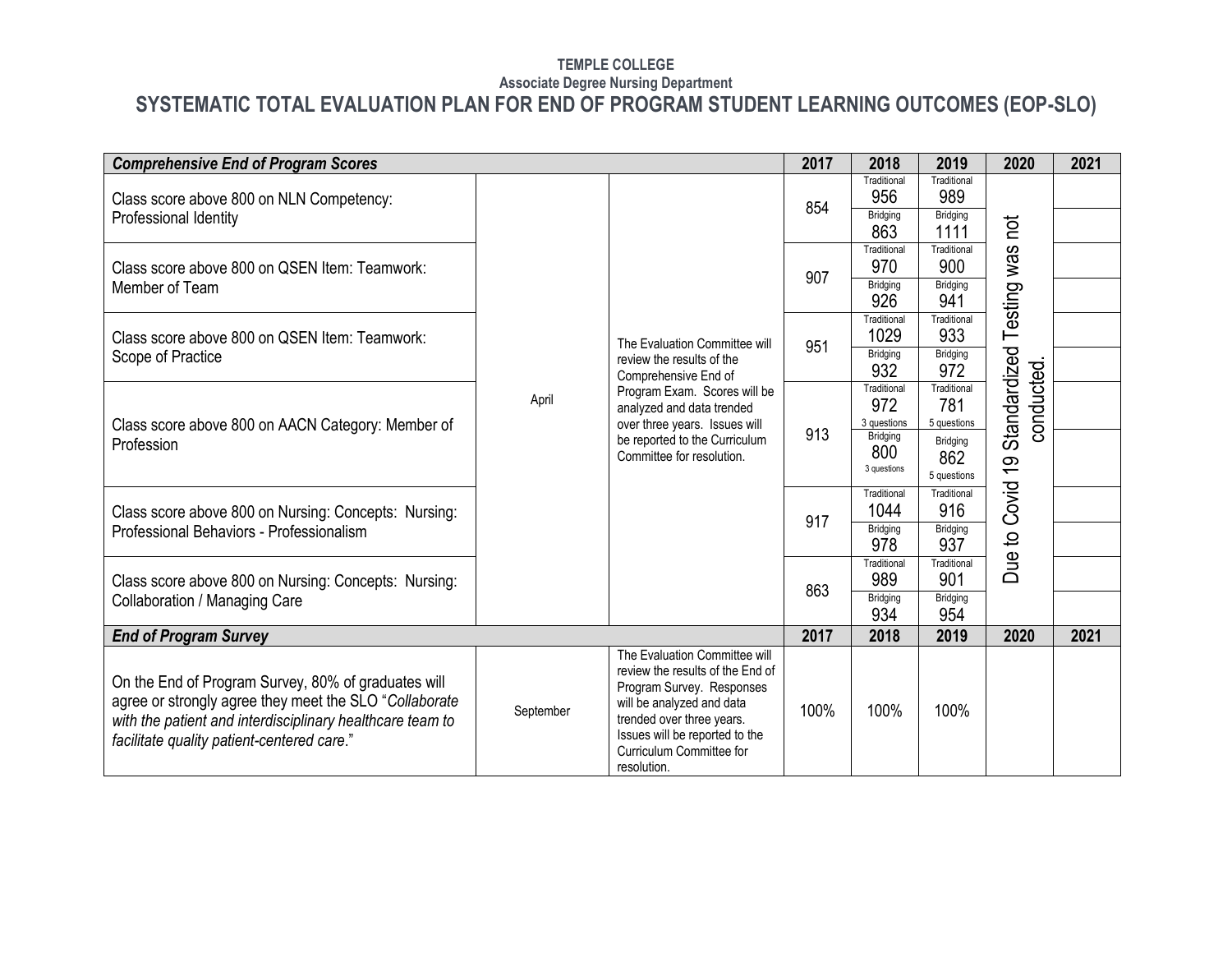**TEMPLE COLLEGE**

**Associate Degree Nursing Department**

## SYSTEMATIC TOTAL EVALUATION PLAN FOR END OF PROGRAM STUDENT LEARNING OUTCOMES (EOP-SLO)

| ***Comprehensive End of Program Scores*** | | | **2017** | **2018** | **2019** | **2020** | **2021** |
|---|---|---|---|---|---|---|---|
| Class score above 800 on NLN Competency: Professional Identity | April | The Evaluation Committee will review the results of the Comprehensive End of Program Exam. Scores will be analyzed and data trended over three years. Issues will be reported to the Curriculum Committee for resolution. | 854 | Traditional 956 | Traditional 989 | Due to Covid 19 Standardized Testing was not conducted. | |
| | | | | Bridging 863 | Bridging 1111 | | |
| Class score above 800 on QSEN Item: Teamwork: Member of Team | | | 907 | Traditional 970 | Traditional 900 | | |
| | | | | Bridging 926 | Bridging 941 | | |
| Class score above 800 on QSEN Item: Teamwork: Scope of Practice | | | 951 | Traditional 1029 | Traditional 933 | | |
| | | | | Bridging 932 | Bridging 972 | | |
| Class score above 800 on AACN Category: Member of Profession | | | 913 | Traditional 972 3 questions | Traditional 781 5 questions | | |
| | | | | Bridging 800 3 questions | Bridging 862 5 questions | | |
| Class score above 800 on Nursing: Concepts: Nursing: Professional Behaviors - Professionalism | | | 917 | Traditional 1044 | Traditional 916 | | |
| | | | | Bridging 978 | Bridging 937 | | |
| Class score above 800 on Nursing: Concepts: Nursing: Collaboration / Managing Care | | | 863 | Traditional 989 | Traditional 901 | | |
| | | | | Bridging 934 | Bridging 954 | | |
| ***End of Program Survey*** | | | **2017** | **2018** | **2019** | **2020** | **2021** |
| On the End of Program Survey, 80% of graduates will agree or strongly agree they meet the SLO "*Collaborate with the patient and interdisciplinary healthcare team to facilitate quality patient-centered care*." | September | The Evaluation Committee will review the results of the End of Program Survey. Responses will be analyzed and data trended over three years. Issues will be reported to the Curriculum Committee for resolution. | 100% | 100% | 100% | | |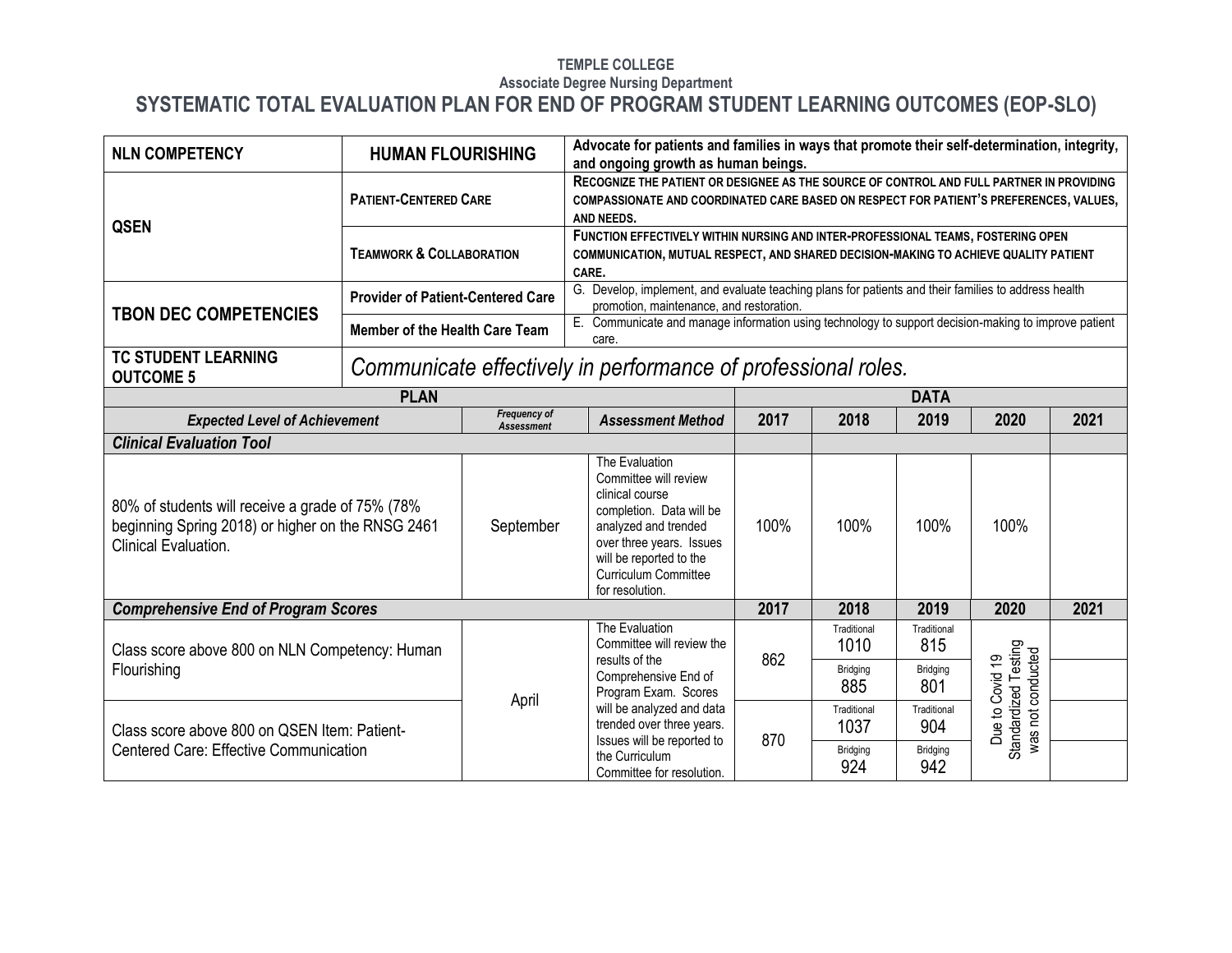**TEMPLE COLLEGE**

**Associate Degree Nursing Department**

# SYSTEMATIC TOTAL EVALUATION PLAN FOR END OF PROGRAM STUDENT LEARNING OUTCOMES (EOP-SLO)

| | | |
|---|---|---|
| **NLN COMPETENCY** | **HUMAN FLOURISHING** | **Advocate for patients and families in ways that promote their self-determination, integrity, and ongoing growth as human beings.** |
| **QSEN** | **PATIENT-CENTERED CARE** | **RECOGNIZE THE PATIENT OR DESIGNEE AS THE SOURCE OF CONTROL AND FULL PARTNER IN PROVIDING COMPASSIONATE AND COORDINATED CARE BASED ON RESPECT FOR PATIENT'S PREFERENCES, VALUES, AND NEEDS.** |
| | **TEAMWORK & COLLABORATION** | **FUNCTION EFFECTIVELY WITHIN NURSING AND INTER-PROFESSIONAL TEAMS, FOSTERING OPEN COMMUNICATION, MUTUAL RESPECT, AND SHARED DECISION-MAKING TO ACHIEVE QUALITY PATIENT CARE.** |
| **TBON DEC COMPETENCIES** | **Provider of Patient-Centered Care** | G. Develop, implement, and evaluate teaching plans for patients and their families to address health promotion, maintenance, and restoration. |
| | **Member of the Health Care Team** | E. Communicate and manage information using technology to support decision-making to improve patient care. |
| **TC STUDENT LEARNING OUTCOME 5** | *Communicate effectively in performance of professional roles.* | |

| PLAN | | | DATA | | | | |
|---|---|---|---|---|---|---|---|
| ***Expected Level of Achievement*** | ***Frequency of Assessment*** | ***Assessment Method*** | **2017** | **2018** | **2019** | **2020** | **2021** |
| ***Clinical Evaluation Tool*** | | | | | | | |
| 80% of students will receive a grade of 75% (78% beginning Spring 2018) or higher on the RNSG 2461 Clinical Evaluation. | September | The Evaluation Committee will review clinical course completion. Data will be analyzed and trended over three years. Issues will be reported to the Curriculum Committee for resolution. | 100% | 100% | 100% | 100% | |
| ***Comprehensive End of Program Scores*** | | | **2017** | **2018** | **2019** | **2020** | **2021** |
| Class score above 800 on NLN Competency: Human Flourishing | April | The Evaluation Committee will review the results of the Comprehensive End of Program Exam. Scores will be analyzed and data trended over three years. Issues will be reported to the Curriculum Committee for resolution. | 862 | Traditional 1010<br>Bridging 885 | Traditional 815<br>Bridging 801 | Due to Covid 19 Standardized Testing was not conducted | |
| Class score above 800 on QSEN Item: Patient-Centered Care: Effective Communication | | | 870 | Traditional 1037<br>Bridging 924 | Traditional 904<br>Bridging 942 | | |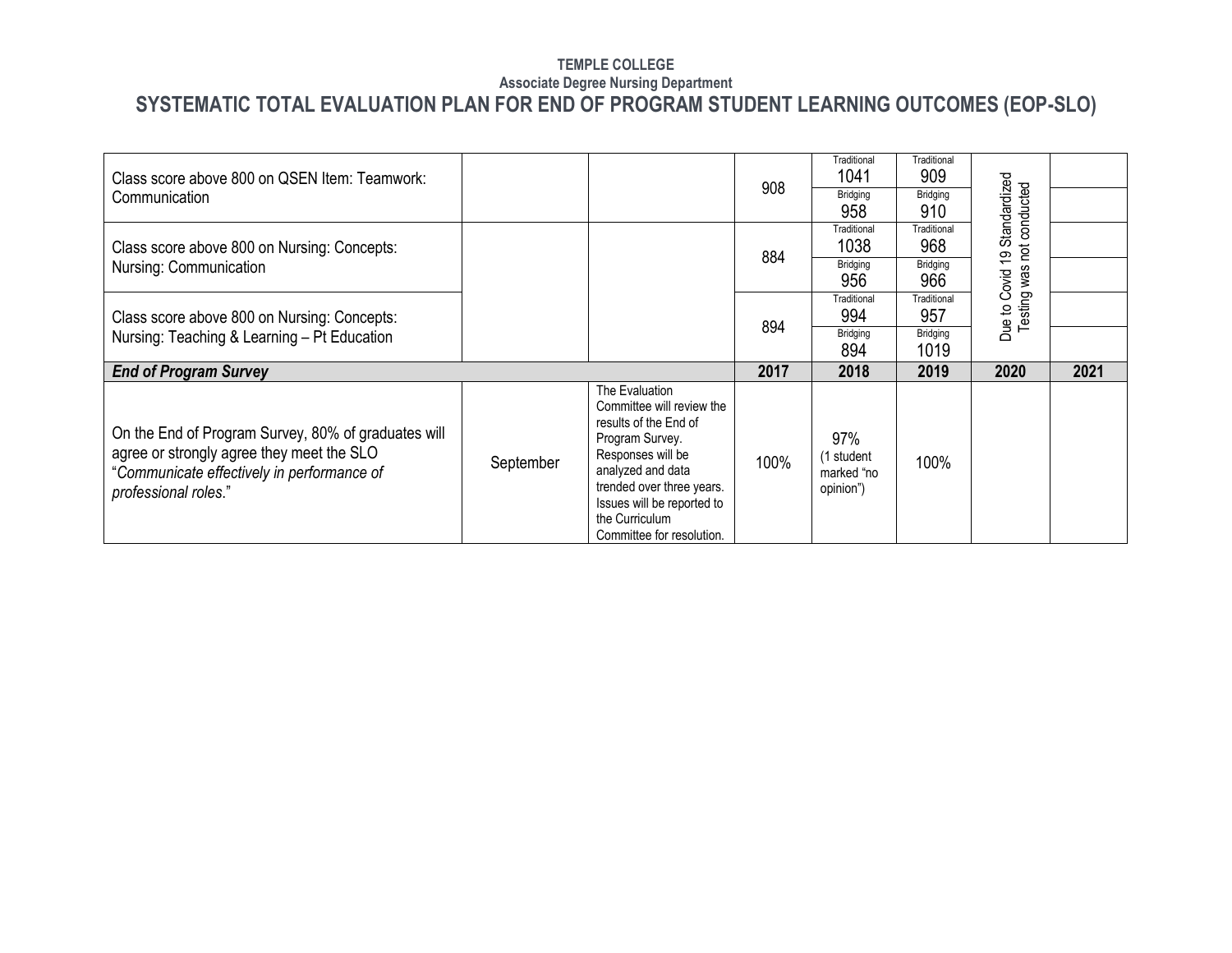**TEMPLE COLLEGE**
**Associate Degree Nursing Department**

## SYSTEMATIC TOTAL EVALUATION PLAN FOR END OF PROGRAM STUDENT LEARNING OUTCOMES (EOP-SLO)

| | | | | | | | |
|---|---|---|---|---|---|---|---|
| Class score above 800 on QSEN Item: Teamwork: Communication | | | 908 | Traditional 1041 | Traditional 909 | Due to Covid 19 Standardized Testing was not conducted | |
| | | | | Bridging 958 | Bridging 910 | | |
| Class score above 800 on Nursing: Concepts: Nursing: Communication | | | 884 | Traditional 1038 | Traditional 968 | | |
| | | | | Bridging 956 | Bridging 966 | | |
| Class score above 800 on Nursing: Concepts: Nursing: Teaching & Learning – Pt Education | | | 894 | Traditional 994 | Traditional 957 | | |
| | | | | Bridging 894 | Bridging 1019 | | |
| ***End of Program Survey*** | | | **2017** | **2018** | **2019** | **2020** | **2021** |
| On the End of Program Survey, 80% of graduates will agree or strongly agree they meet the SLO "*Communicate effectively in performance of professional roles.*" | September | The Evaluation Committee will review the results of the End of Program Survey. Responses will be analyzed and data trended over three years. Issues will be reported to the Curriculum Committee for resolution. | 100% | 97% (1 student marked "no opinion") | 100% | | |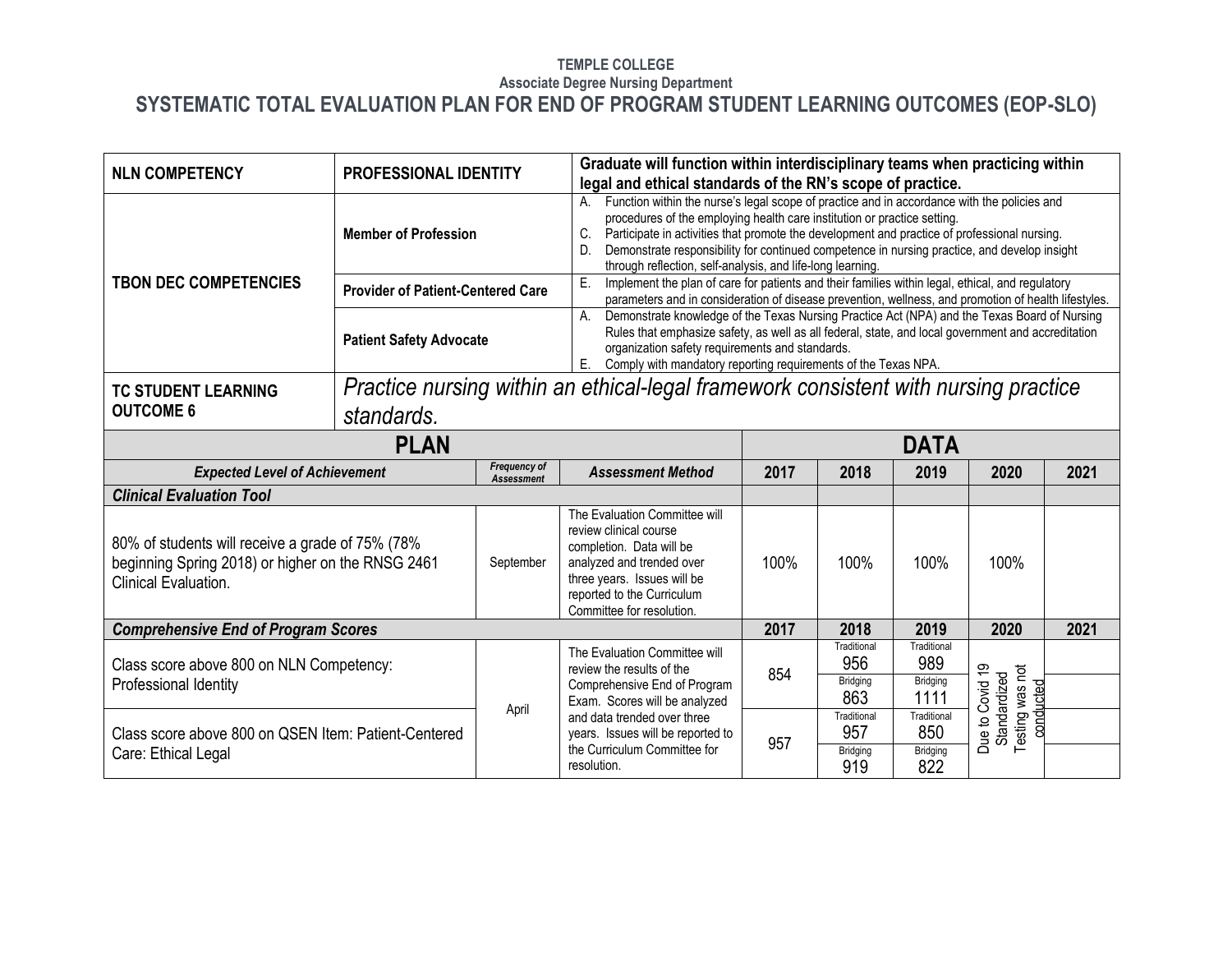**TEMPLE COLLEGE**
**Associate Degree Nursing Department**

# SYSTEMATIC TOTAL EVALUATION PLAN FOR END OF PROGRAM STUDENT LEARNING OUTCOMES (EOP-SLO)

| | | |
|---|---|---|
| **NLN COMPETENCY** | **PROFESSIONAL IDENTITY** | **Graduate will function within interdisciplinary teams when practicing within legal and ethical standards of the RN's scope of practice.** |
| **TBON DEC COMPETENCIES** | **Member of Profession** | A. Function within the nurse's legal scope of practice and in accordance with the policies and procedures of the employing health care institution or practice setting.<br>C. Participate in activities that promote the development and practice of professional nursing.<br>D. Demonstrate responsibility for continued competence in nursing practice, and develop insight through reflection, self-analysis, and life-long learning. |
| | **Provider of Patient-Centered Care** | E. Implement the plan of care for patients and their families within legal, ethical, and regulatory parameters and in consideration of disease prevention, wellness, and promotion of health lifestyles. |
| | **Patient Safety Advocate** | A. Demonstrate knowledge of the Texas Nursing Practice Act (NPA) and the Texas Board of Nursing Rules that emphasize safety, as well as all federal, state, and local government and accreditation organization safety requirements and standards.<br>E. Comply with mandatory reporting requirements of the Texas NPA. |
| **TC STUDENT LEARNING OUTCOME 6** | *Practice nursing within an ethical-legal framework consistent with nursing practice standards.* | |

| **PLAN** | | | **DATA** | | | | |
|---|---|---|---|---|---|---|---|
| ***Expected Level of Achievement*** | ***Frequency of Assessment*** | ***Assessment Method*** | **2017** | **2018** | **2019** | **2020** | **2021** |
| ***Clinical Evaluation Tool*** | | | | | | | |
| 80% of students will receive a grade of 75% (78% beginning Spring 2018) or higher on the RNSG 2461 Clinical Evaluation. | September | The Evaluation Committee will review clinical course completion. Data will be analyzed and trended over three years. Issues will be reported to the Curriculum Committee for resolution. | 100% | 100% | 100% | 100% | |
| ***Comprehensive End of Program Scores*** | | | **2017** | **2018** | **2019** | **2020** | **2021** |
| Class score above 800 on NLN Competency: Professional Identity | April | The Evaluation Committee will review the results of the Comprehensive End of Program Exam. Scores will be analyzed and data trended over three years. Issues will be reported to the Curriculum Committee for resolution. | 854 | Traditional 956<br>Bridging 863 | Traditional 989<br>Bridging 1111 | Due to Covid 19 Standardized Testing was not conducted | |
| Class score above 800 on QSEN Item: Patient-Centered Care: Ethical Legal | | | 957 | Traditional 957<br>Bridging 919 | Traditional 850<br>Bridging 822 | | |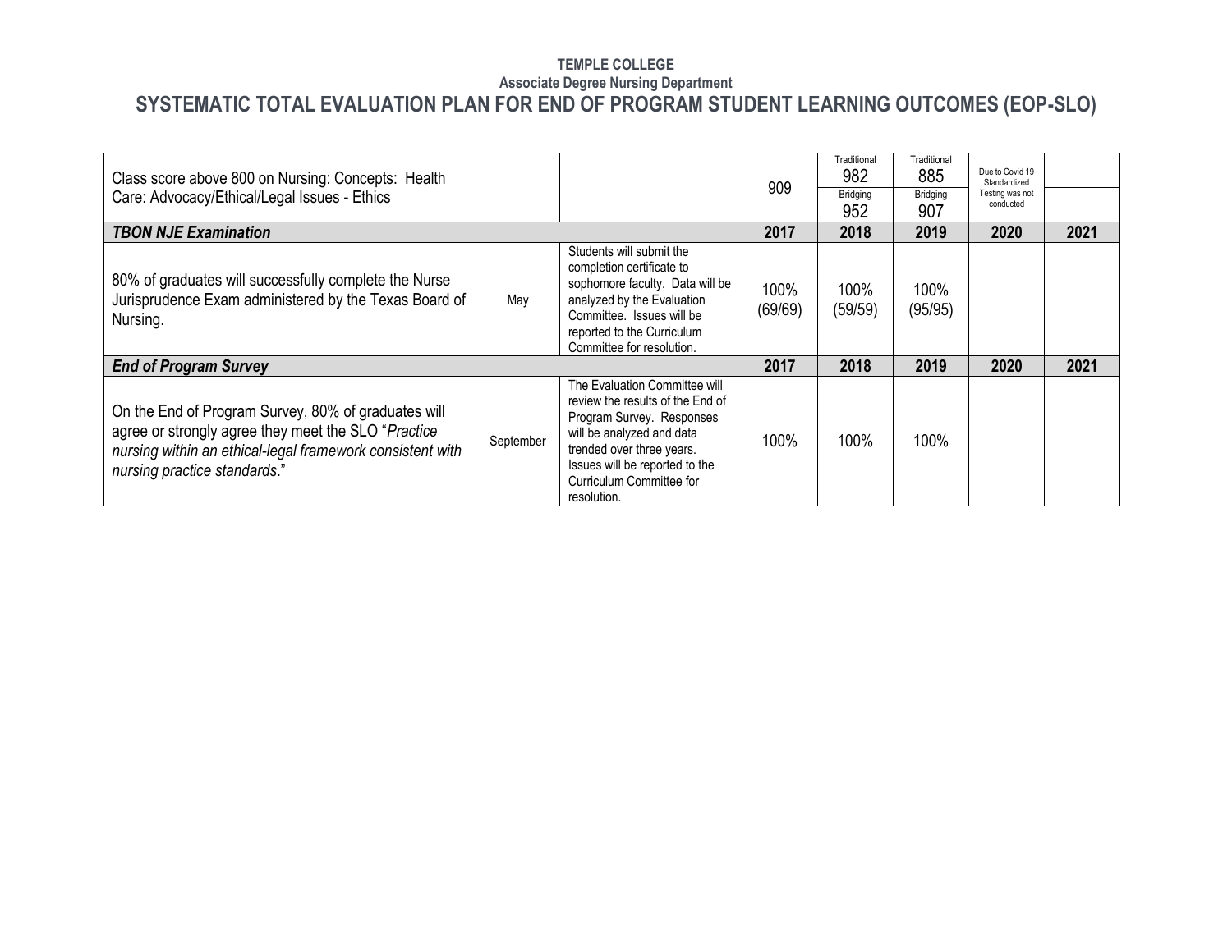**TEMPLE COLLEGE**
**Associate Degree Nursing Department**

# SYSTEMATIC TOTAL EVALUATION PLAN FOR END OF PROGRAM STUDENT LEARNING OUTCOMES (EOP-SLO)

| | | | | | | | |
|---|---|---|---|---|---|---|---|
| Class score above 800 on Nursing: Concepts: Health Care: Advocacy/Ethical/Legal Issues - Ethics | | | 909 | Traditional 982<br>Bridging 952 | Traditional 885<br>Bridging 907 | Due to Covid 19 Standardized Testing was not conducted | |
| ***TBON NJE Examination*** | | | **2017** | **2018** | **2019** | **2020** | **2021** |
| 80% of graduates will successfully complete the Nurse Jurisprudence Exam administered by the Texas Board of Nursing. | May | Students will submit the completion certificate to sophomore faculty. Data will be analyzed by the Evaluation Committee. Issues will be reported to the Curriculum Committee for resolution. | 100% (69/69) | 100% (59/59) | 100% (95/95) | | |
| ***End of Program Survey*** | | | **2017** | **2018** | **2019** | **2020** | **2021** |
| On the End of Program Survey, 80% of graduates will agree or strongly agree they meet the SLO "*Practice nursing within an ethical-legal framework consistent with nursing practice standards*." | September | The Evaluation Committee will review the results of the End of Program Survey. Responses will be analyzed and data trended over three years. Issues will be reported to the Curriculum Committee for resolution. | 100% | 100% | 100% | | |